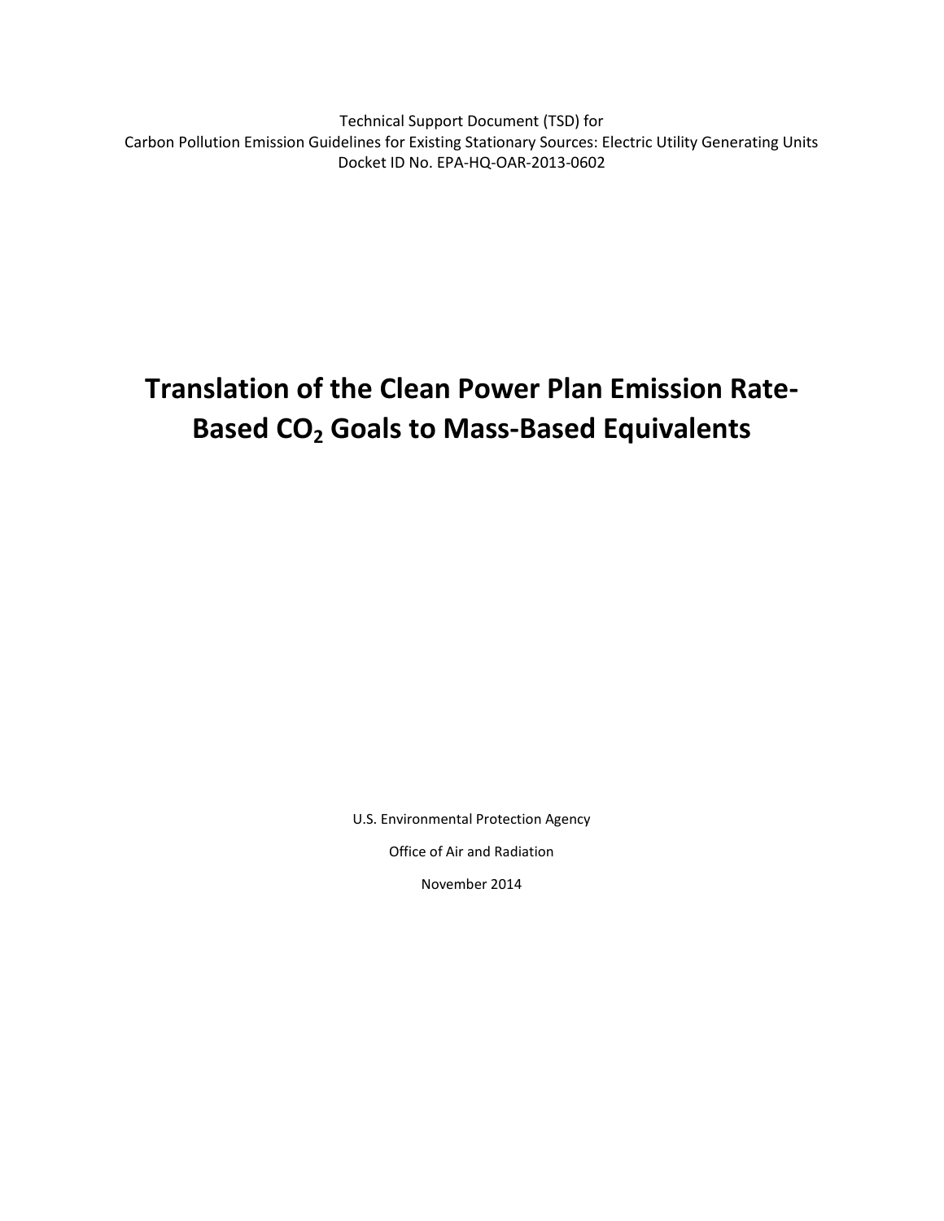Technical Support Document (TSD) for
Carbon Pollution Emission Guidelines for Existing Stationary Sources: Electric Utility Generating Units
Docket ID No. EPA-HQ-OAR-2013-0602

# Translation of the Clean Power Plan Emission Rate-Based $CO_2$ Goals to Mass-Based Equivalents

U.S. Environmental Protection Agency

Office of Air and Radiation

November 2014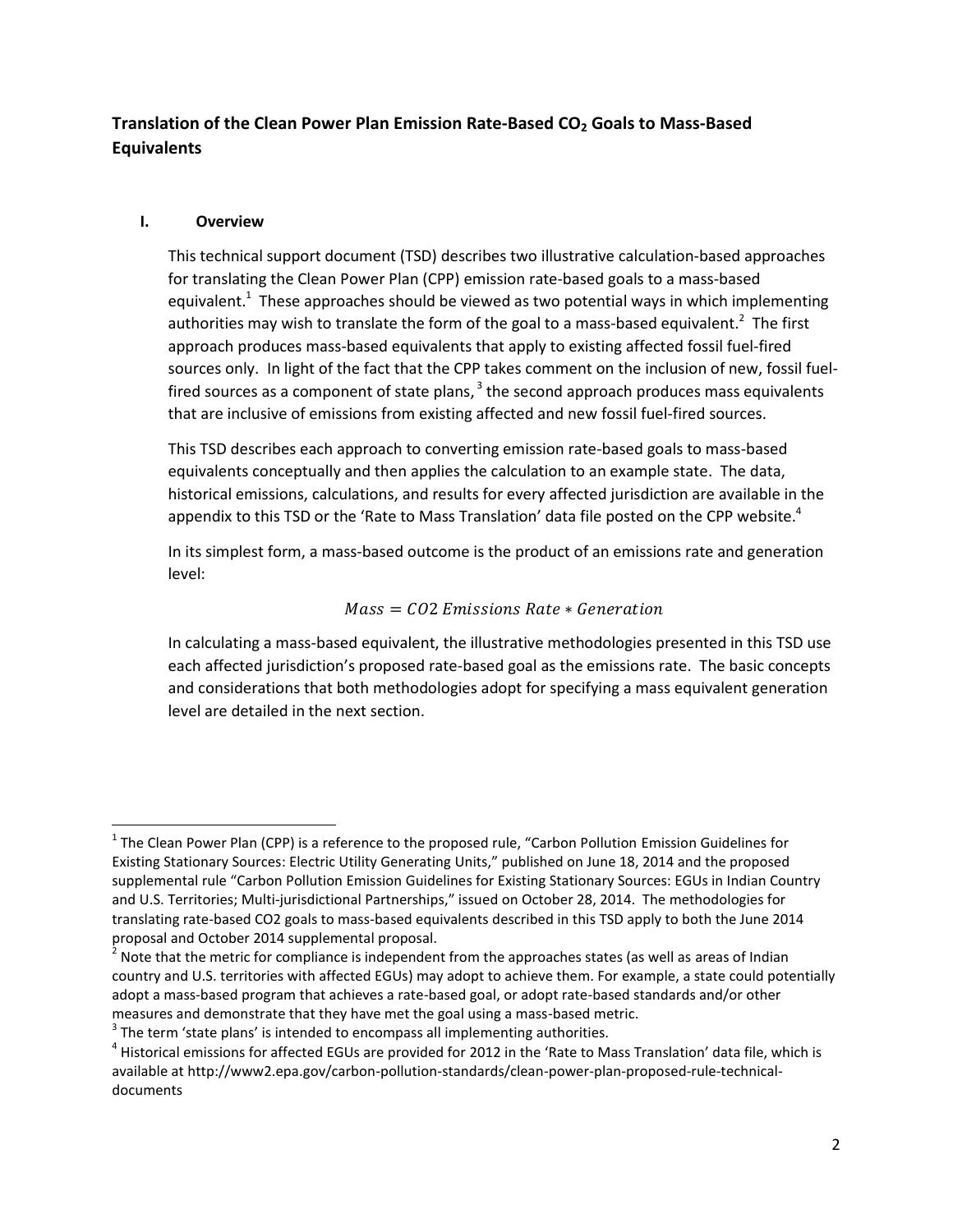# Translation of the Clean Power Plan Emission Rate-Based $CO_2$ Goals to Mass-Based Equivalents

## I. Overview

This technical support document (TSD) describes two illustrative calculation-based approaches for translating the Clean Power Plan (CPP) emission rate-based goals to a mass-based equivalent.[1] These approaches should be viewed as two potential ways in which implementing authorities may wish to translate the form of the goal to a mass-based equivalent.[2] The first approach produces mass-based equivalents that apply to existing affected fossil fuel-fired sources only. In light of the fact that the CPP takes comment on the inclusion of new, fossil fuel-fired sources as a component of state plans,[3] the second approach produces mass equivalents that are inclusive of emissions from existing affected and new fossil fuel-fired sources.

This TSD describes each approach to converting emission rate-based goals to mass-based equivalents conceptually and then applies the calculation to an example state. The data, historical emissions, calculations, and results for every affected jurisdiction are available in the appendix to this TSD or the 'Rate to Mass Translation' data file posted on the CPP website.[4]

In its simplest form, a mass-based outcome is the product of an emissions rate and generation level:

$$Mass = CO2\ Emissions\ Rate * Generation$$

In calculating a mass-based equivalent, the illustrative methodologies presented in this TSD use each affected jurisdiction's proposed rate-based goal as the emissions rate. The basic concepts and considerations that both methodologies adopt for specifying a mass equivalent generation level are detailed in the next section.

---

[1] The Clean Power Plan (CPP) is a reference to the proposed rule, "Carbon Pollution Emission Guidelines for Existing Stationary Sources: Electric Utility Generating Units," published on June 18, 2014 and the proposed supplemental rule "Carbon Pollution Emission Guidelines for Existing Stationary Sources: EGUs in Indian Country and U.S. Territories; Multi-jurisdictional Partnerships," issued on October 28, 2014. The methodologies for translating rate-based CO2 goals to mass-based equivalents described in this TSD apply to both the June 2014 proposal and October 2014 supplemental proposal.

[2] Note that the metric for compliance is independent from the approaches states (as well as areas of Indian country and U.S. territories with affected EGUs) may adopt to achieve them. For example, a state could potentially adopt a mass-based program that achieves a rate-based goal, or adopt rate-based standards and/or other measures and demonstrate that they have met the goal using a mass-based metric.

[3] The term 'state plans' is intended to encompass all implementing authorities.

[4] Historical emissions for affected EGUs are provided for 2012 in the 'Rate to Mass Translation' data file, which is available at http://www2.epa.gov/carbon-pollution-standards/clean-power-plan-proposed-rule-technical-documents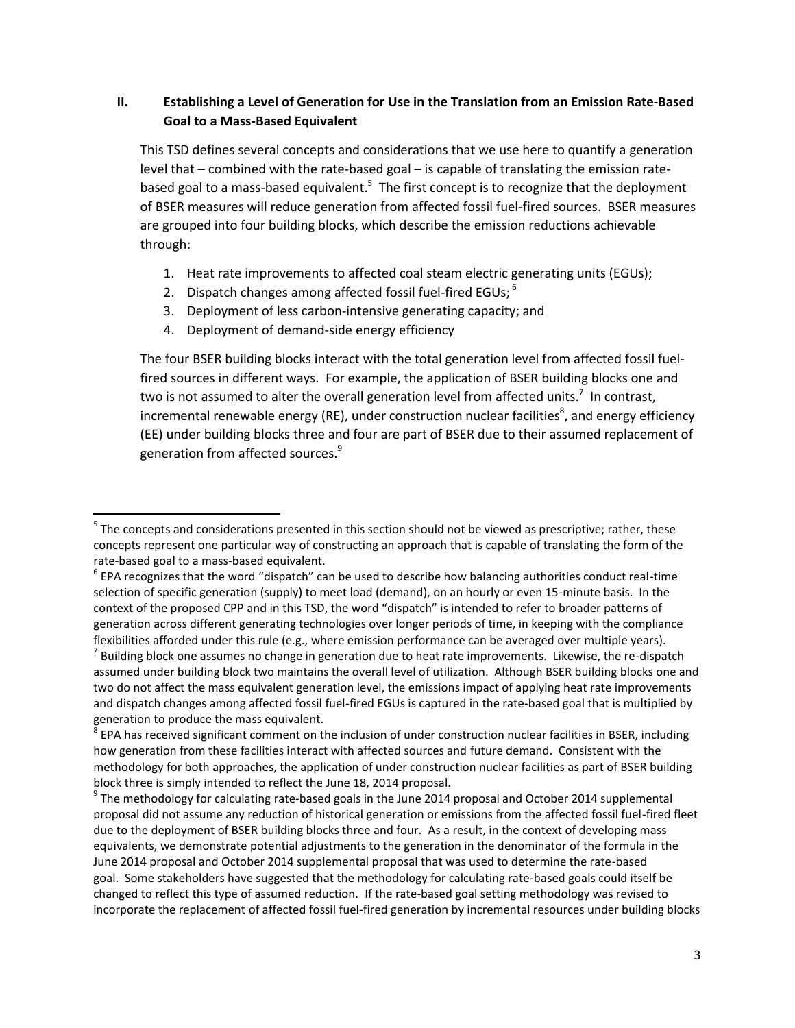## II. Establishing a Level of Generation for Use in the Translation from an Emission Rate-Based Goal to a Mass-Based Equivalent

This TSD defines several concepts and considerations that we use here to quantify a generation level that – combined with the rate-based goal – is capable of translating the emission rate-based goal to a mass-based equivalent.[5] The first concept is to recognize that the deployment of BSER measures will reduce generation from affected fossil fuel-fired sources. BSER measures are grouped into four building blocks, which describe the emission reductions achievable through:

1. Heat rate improvements to affected coal steam electric generating units (EGUs);
2. Dispatch changes among affected fossil fuel-fired EGUs; [6]
3. Deployment of less carbon-intensive generating capacity; and
4. Deployment of demand-side energy efficiency

The four BSER building blocks interact with the total generation level from affected fossil fuel-fired sources in different ways. For example, the application of BSER building blocks one and two is not assumed to alter the overall generation level from affected units.[7] In contrast, incremental renewable energy (RE), under construction nuclear facilities[8], and energy efficiency (EE) under building blocks three and four are part of BSER due to their assumed replacement of generation from affected sources.[9]

---

[5] The concepts and considerations presented in this section should not be viewed as prescriptive; rather, these concepts represent one particular way of constructing an approach that is capable of translating the form of the rate-based goal to a mass-based equivalent.

[6] EPA recognizes that the word "dispatch" can be used to describe how balancing authorities conduct real-time selection of specific generation (supply) to meet load (demand), on an hourly or even 15-minute basis. In the context of the proposed CPP and in this TSD, the word "dispatch" is intended to refer to broader patterns of generation across different generating technologies over longer periods of time, in keeping with the compliance flexibilities afforded under this rule (e.g., where emission performance can be averaged over multiple years).

[7] Building block one assumes no change in generation due to heat rate improvements. Likewise, the re-dispatch assumed under building block two maintains the overall level of utilization. Although BSER building blocks one and two do not affect the mass equivalent generation level, the emissions impact of applying heat rate improvements and dispatch changes among affected fossil fuel-fired EGUs is captured in the rate-based goal that is multiplied by generation to produce the mass equivalent.

[8] EPA has received significant comment on the inclusion of under construction nuclear facilities in BSER, including how generation from these facilities interact with affected sources and future demand. Consistent with the methodology for both approaches, the application of under construction nuclear facilities as part of BSER building block three is simply intended to reflect the June 18, 2014 proposal.

[9] The methodology for calculating rate-based goals in the June 2014 proposal and October 2014 supplemental proposal did not assume any reduction of historical generation or emissions from the affected fossil fuel-fired fleet due to the deployment of BSER building blocks three and four. As a result, in the context of developing mass equivalents, we demonstrate potential adjustments to the generation in the denominator of the formula in the June 2014 proposal and October 2014 supplemental proposal that was used to determine the rate-based goal. Some stakeholders have suggested that the methodology for calculating rate-based goals could itself be changed to reflect this type of assumed reduction. If the rate-based goal setting methodology was revised to incorporate the replacement of affected fossil fuel-fired generation by incremental resources under building blocks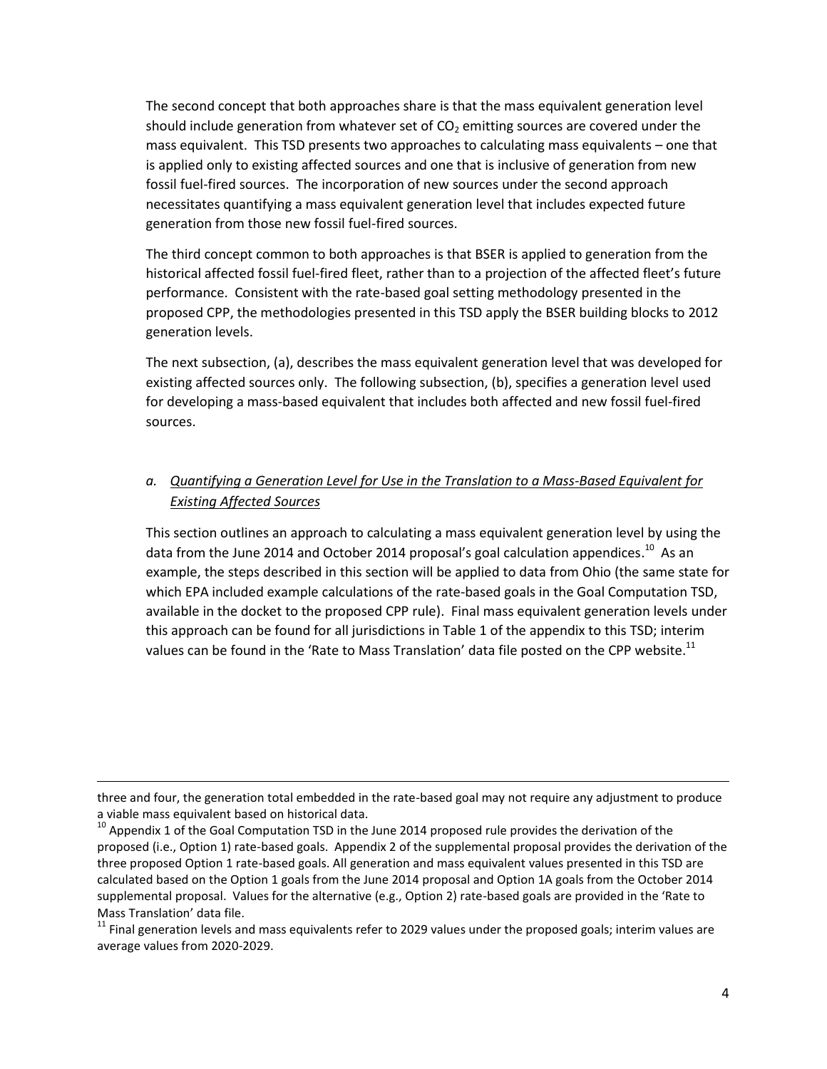The second concept that both approaches share is that the mass equivalent generation level should include generation from whatever set of $CO_2$ emitting sources are covered under the mass equivalent. This TSD presents two approaches to calculating mass equivalents – one that is applied only to existing affected sources and one that is inclusive of generation from new fossil fuel-fired sources. The incorporation of new sources under the second approach necessitates quantifying a mass equivalent generation level that includes expected future generation from those new fossil fuel-fired sources.

The third concept common to both approaches is that BSER is applied to generation from the historical affected fossil fuel-fired fleet, rather than to a projection of the affected fleet's future performance. Consistent with the rate-based goal setting methodology presented in the proposed CPP, the methodologies presented in this TSD apply the BSER building blocks to 2012 generation levels.

The next subsection, (a), describes the mass equivalent generation level that was developed for existing affected sources only. The following subsection, (b), specifies a generation level used for developing a mass-based equivalent that includes both affected and new fossil fuel-fired sources.

### a. *Quantifying a Generation Level for Use in the Translation to a Mass-Based Equivalent for Existing Affected Sources*

This section outlines an approach to calculating a mass equivalent generation level by using the data from the June 2014 and October 2014 proposal's goal calculation appendices.[10] As an example, the steps described in this section will be applied to data from Ohio (the same state for which EPA included example calculations of the rate-based goals in the Goal Computation TSD, available in the docket to the proposed CPP rule). Final mass equivalent generation levels under this approach can be found for all jurisdictions in Table 1 of the appendix to this TSD; interim values can be found in the 'Rate to Mass Translation' data file posted on the CPP website.[11]

---

three and four, the generation total embedded in the rate-based goal may not require any adjustment to produce a viable mass equivalent based on historical data.

[10] Appendix 1 of the Goal Computation TSD in the June 2014 proposed rule provides the derivation of the proposed (i.e., Option 1) rate-based goals. Appendix 2 of the supplemental proposal provides the derivation of the three proposed Option 1 rate-based goals. All generation and mass equivalent values presented in this TSD are calculated based on the Option 1 goals from the June 2014 proposal and Option 1A goals from the October 2014 supplemental proposal. Values for the alternative (e.g., Option 2) rate-based goals are provided in the 'Rate to Mass Translation' data file.

[11] Final generation levels and mass equivalents refer to 2029 values under the proposed goals; interim values are average values from 2020-2029.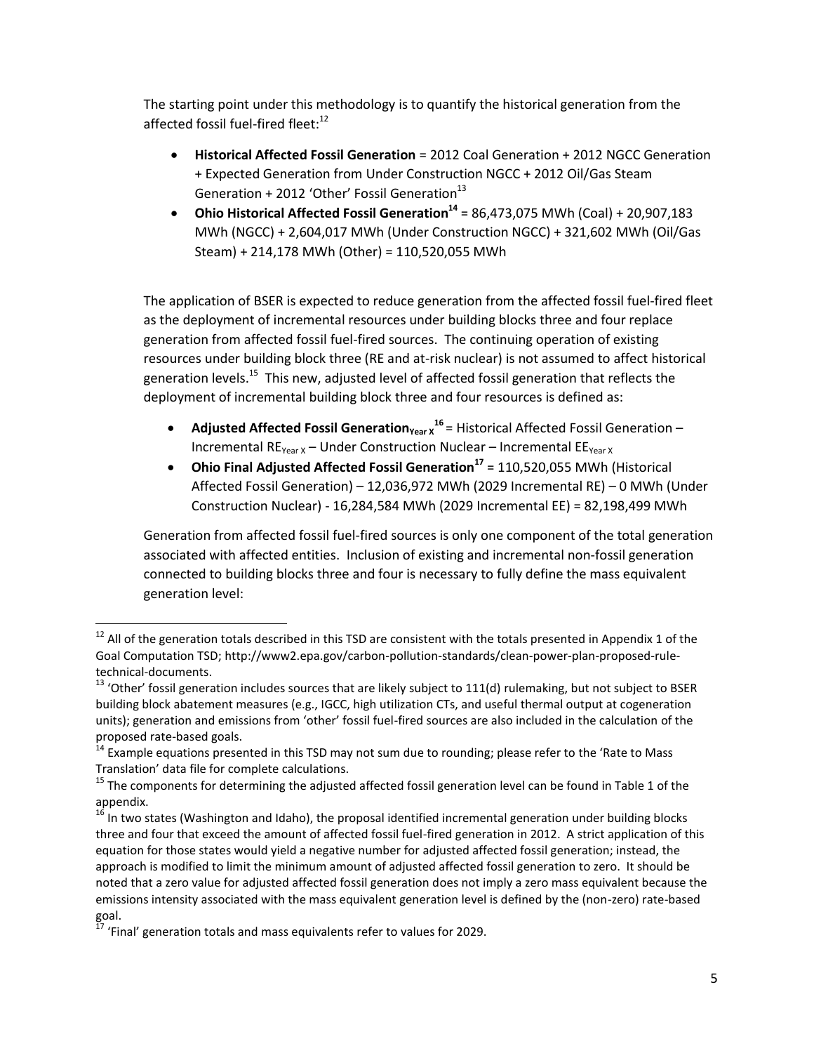The starting point under this methodology is to quantify the historical generation from the affected fossil fuel-fired fleet:[12]

- **Historical Affected Fossil Generation** = 2012 Coal Generation + 2012 NGCC Generation + Expected Generation from Under Construction NGCC + 2012 Oil/Gas Steam Generation + 2012 'Other' Fossil Generation[13]
- **Ohio Historical Affected Fossil Generation[14]** = 86,473,075 MWh (Coal) + 20,907,183 MWh (NGCC) + 2,604,017 MWh (Under Construction NGCC) + 321,602 MWh (Oil/Gas Steam) + 214,178 MWh (Other) = 110,520,055 MWh

The application of BSER is expected to reduce generation from the affected fossil fuel-fired fleet as the deployment of incremental resources under building blocks three and four replace generation from affected fossil fuel-fired sources. The continuing operation of existing resources under building block three (RE and at-risk nuclear) is not assumed to affect historical generation levels.[15] This new, adjusted level of affected fossil generation that reflects the deployment of incremental building block three and four resources is defined as:

- **Adjusted Affected Fossil Generation$_{\text{Year X}}$[16]** = Historical Affected Fossil Generation – Incremental RE$_{\text{Year X}}$ – Under Construction Nuclear – Incremental EE$_{\text{Year X}}$
- **Ohio Final Adjusted Affected Fossil Generation[17]** = 110,520,055 MWh (Historical Affected Fossil Generation) – 12,036,972 MWh (2029 Incremental RE) – 0 MWh (Under Construction Nuclear) - 16,284,584 MWh (2029 Incremental EE) = 82,198,499 MWh

Generation from affected fossil fuel-fired sources is only one component of the total generation associated with affected entities. Inclusion of existing and incremental non-fossil generation connected to building blocks three and four is necessary to fully define the mass equivalent generation level:

---

[12] All of the generation totals described in this TSD are consistent with the totals presented in Appendix 1 of the Goal Computation TSD; http://www2.epa.gov/carbon-pollution-standards/clean-power-plan-proposed-rule-technical-documents.

[13] 'Other' fossil generation includes sources that are likely subject to 111(d) rulemaking, but not subject to BSER building block abatement measures (e.g., IGCC, high utilization CTs, and useful thermal output at cogeneration units); generation and emissions from 'other' fossil fuel-fired sources are also included in the calculation of the proposed rate-based goals.

[14] Example equations presented in this TSD may not sum due to rounding; please refer to the 'Rate to Mass Translation' data file for complete calculations.

[15] The components for determining the adjusted affected fossil generation level can be found in Table 1 of the appendix.

[16] In two states (Washington and Idaho), the proposal identified incremental generation under building blocks three and four that exceed the amount of affected fossil fuel-fired generation in 2012. A strict application of this equation for those states would yield a negative number for adjusted affected fossil generation; instead, the approach is modified to limit the minimum amount of adjusted affected fossil generation to zero. It should be noted that a zero value for adjusted affected fossil generation does not imply a zero mass equivalent because the emissions intensity associated with the mass equivalent generation level is defined by the (non-zero) rate-based goal.

[17] 'Final' generation totals and mass equivalents refer to values for 2029.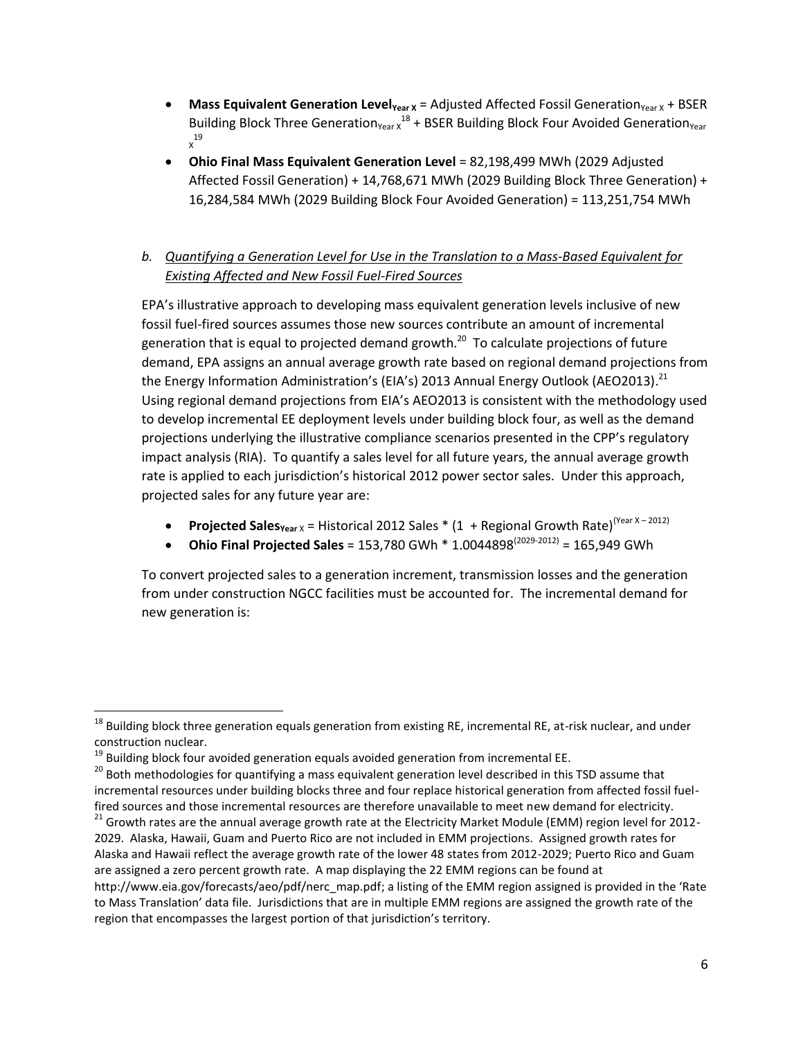- **Mass Equivalent Generation Level$_{\text{Year X}}$** = Adjusted Affected Fossil Generation$_{\text{Year X}}$ + BSER Building Block Three Generation$_{\text{Year X}}$[18] + BSER Building Block Four Avoided Generation$_{\text{Year X}}$[19]
- **Ohio Final Mass Equivalent Generation Level** = 82,198,499 MWh (2029 Adjusted Affected Fossil Generation) + 14,768,671 MWh (2029 Building Block Three Generation) + 16,284,584 MWh (2029 Building Block Four Avoided Generation) = 113,251,754 MWh

### b. *Quantifying a Generation Level for Use in the Translation to a Mass-Based Equivalent for Existing Affected and New Fossil Fuel-Fired Sources*

EPA's illustrative approach to developing mass equivalent generation levels inclusive of new fossil fuel-fired sources assumes those new sources contribute an amount of incremental generation that is equal to projected demand growth.[20] To calculate projections of future demand, EPA assigns an annual average growth rate based on regional demand projections from the Energy Information Administration's (EIA's) 2013 Annual Energy Outlook (AEO2013).[21] Using regional demand projections from EIA's AEO2013 is consistent with the methodology used to develop incremental EE deployment levels under building block four, as well as the demand projections underlying the illustrative compliance scenarios presented in the CPP's regulatory impact analysis (RIA). To quantify a sales level for all future years, the annual average growth rate is applied to each jurisdiction's historical 2012 power sector sales. Under this approach, projected sales for any future year are:

- **Projected Sales$_{\text{Year X}}$** = Historical 2012 Sales * (1 + Regional Growth Rate)$^{(\text{Year X} - 2012)}$
- **Ohio Final Projected Sales** = 153,780 GWh * $1.0044898^{(2029-2012)}$ = 165,949 GWh

To convert projected sales to a generation increment, transmission losses and the generation from under construction NGCC facilities must be accounted for. The incremental demand for new generation is:

---

[18] Building block three generation equals generation from existing RE, incremental RE, at-risk nuclear, and under construction nuclear.

[19] Building block four avoided generation equals avoided generation from incremental EE.

[20] Both methodologies for quantifying a mass equivalent generation level described in this TSD assume that incremental resources under building blocks three and four replace historical generation from affected fossil fuel-fired sources and those incremental resources are therefore unavailable to meet new demand for electricity.

[21] Growth rates are the annual average growth rate at the Electricity Market Module (EMM) region level for 2012-2029. Alaska, Hawaii, Guam and Puerto Rico are not included in EMM projections. Assigned growth rates for Alaska and Hawaii reflect the average growth rate of the lower 48 states from 2012-2029; Puerto Rico and Guam are assigned a zero percent growth rate. A map displaying the 22 EMM regions can be found at http://www.eia.gov/forecasts/aeo/pdf/nerc_map.pdf; a listing of the EMM region assigned is provided in the 'Rate to Mass Translation' data file. Jurisdictions that are in multiple EMM regions are assigned the growth rate of the region that encompasses the largest portion of that jurisdiction's territory.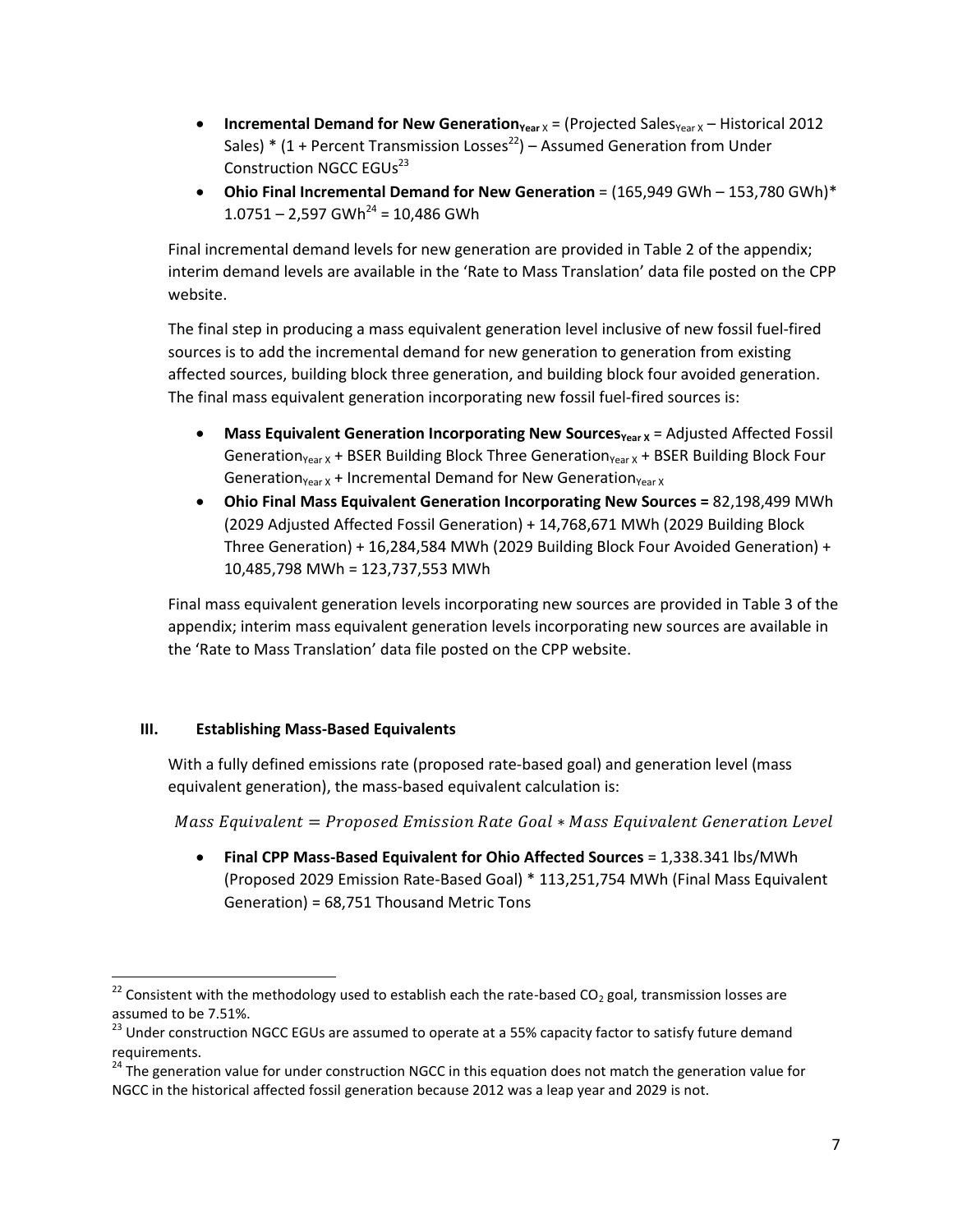- **Incremental Demand for New Generation$_{\text{Year X}}$** = (Projected Sales$_{\text{Year X}}$ – Historical 2012 Sales) * (1 + Percent Transmission Losses[22]) – Assumed Generation from Under Construction NGCC EGUs[23]
- **Ohio Final Incremental Demand for New Generation** = (165,949 GWh – 153,780 GWh)* 1.0751 – 2,597 GWh[24] = 10,486 GWh

Final incremental demand levels for new generation are provided in Table 2 of the appendix; interim demand levels are available in the 'Rate to Mass Translation' data file posted on the CPP website.

The final step in producing a mass equivalent generation level inclusive of new fossil fuel-fired sources is to add the incremental demand for new generation to generation from existing affected sources, building block three generation, and building block four avoided generation. The final mass equivalent generation incorporating new fossil fuel-fired sources is:

- **Mass Equivalent Generation Incorporating New Sources$_{\text{Year X}}$** = Adjusted Affected Fossil Generation$_{\text{Year X}}$ + BSER Building Block Three Generation$_{\text{Year X}}$ + BSER Building Block Four Generation$_{\text{Year X}}$ + Incremental Demand for New Generation$_{\text{Year X}}$
- **Ohio Final Mass Equivalent Generation Incorporating New Sources =** 82,198,499 MWh (2029 Adjusted Affected Fossil Generation) + 14,768,671 MWh (2029 Building Block Three Generation) + 16,284,584 MWh (2029 Building Block Four Avoided Generation) + 10,485,798 MWh = 123,737,553 MWh

Final mass equivalent generation levels incorporating new sources are provided in Table 3 of the appendix; interim mass equivalent generation levels incorporating new sources are available in the 'Rate to Mass Translation' data file posted on the CPP website.

## III. Establishing Mass-Based Equivalents

With a fully defined emissions rate (proposed rate-based goal) and generation level (mass equivalent generation), the mass-based equivalent calculation is:

$$Mass\ Equivalent = Proposed\ Emission\ Rate\ Goal * Mass\ Equivalent\ Generation\ Level$$

- **Final CPP Mass-Based Equivalent for Ohio Affected Sources** = 1,338.341 lbs/MWh (Proposed 2029 Emission Rate-Based Goal) * 113,251,754 MWh (Final Mass Equivalent Generation) = 68,751 Thousand Metric Tons

---

[22] Consistent with the methodology used to establish each the rate-based $CO_2$ goal, transmission losses are assumed to be 7.51%.

[23] Under construction NGCC EGUs are assumed to operate at a 55% capacity factor to satisfy future demand requirements.

[24] The generation value for under construction NGCC in this equation does not match the generation value for NGCC in the historical affected fossil generation because 2012 was a leap year and 2029 is not.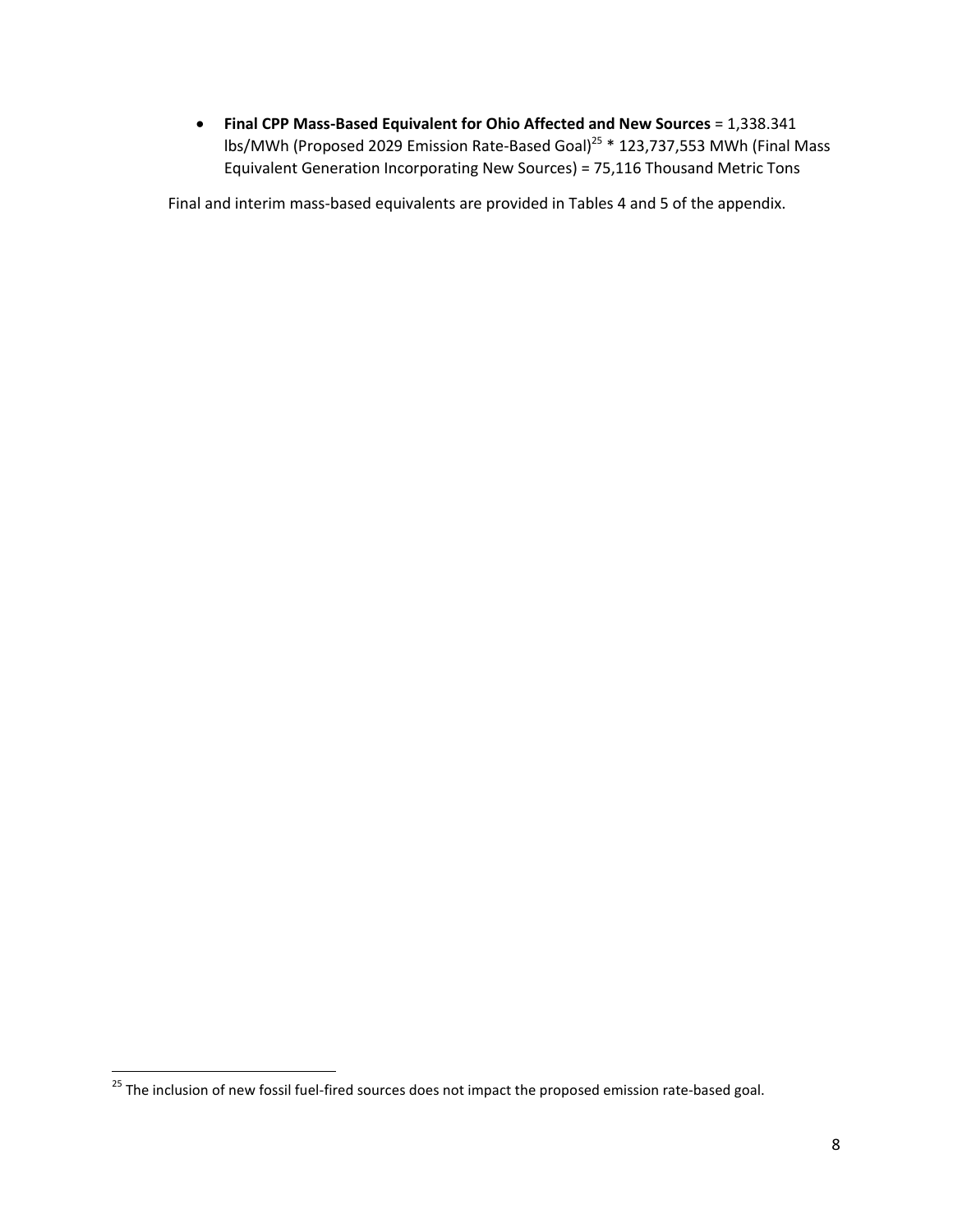- **Final CPP Mass-Based Equivalent for Ohio Affected and New Sources** = 1,338.341 lbs/MWh (Proposed 2029 Emission Rate-Based Goal)[25] * 123,737,553 MWh (Final Mass Equivalent Generation Incorporating New Sources) = 75,116 Thousand Metric Tons

Final and interim mass-based equivalents are provided in Tables 4 and 5 of the appendix.

---

[25] The inclusion of new fossil fuel-fired sources does not impact the proposed emission rate-based goal.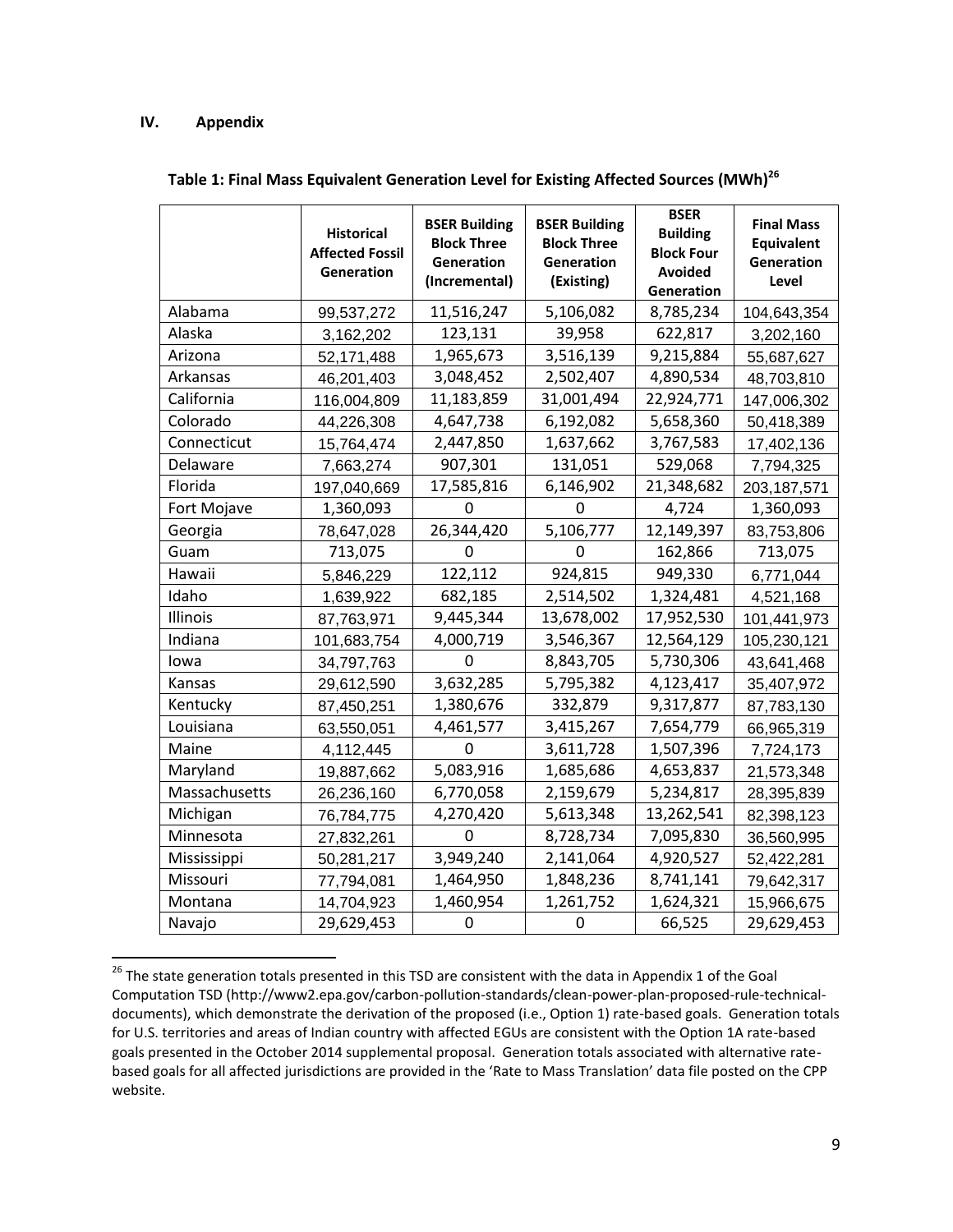## IV. Appendix

**Table 1: Final Mass Equivalent Generation Level for Existing Affected Sources (MWh)[26]**

| | Historical Affected Fossil Generation | BSER Building Block Three Generation (Incremental) | BSER Building Block Three Generation (Existing) | BSER Building Block Four Avoided Generation | Final Mass Equivalent Generation Level |
|---|---|---|---|---|---|
| Alabama | 99,537,272 | 11,516,247 | 5,106,082 | 8,785,234 | 104,643,354 |
| Alaska | 3,162,202 | 123,131 | 39,958 | 622,817 | 3,202,160 |
| Arizona | 52,171,488 | 1,965,673 | 3,516,139 | 9,215,884 | 55,687,627 |
| Arkansas | 46,201,403 | 3,048,452 | 2,502,407 | 4,890,534 | 48,703,810 |
| California | 116,004,809 | 11,183,859 | 31,001,494 | 22,924,771 | 147,006,302 |
| Colorado | 44,226,308 | 4,647,738 | 6,192,082 | 5,658,360 | 50,418,389 |
| Connecticut | 15,764,474 | 2,447,850 | 1,637,662 | 3,767,583 | 17,402,136 |
| Delaware | 7,663,274 | 907,301 | 131,051 | 529,068 | 7,794,325 |
| Florida | 197,040,669 | 17,585,816 | 6,146,902 | 21,348,682 | 203,187,571 |
| Fort Mojave | 1,360,093 | 0 | 0 | 4,724 | 1,360,093 |
| Georgia | 78,647,028 | 26,344,420 | 5,106,777 | 12,149,397 | 83,753,806 |
| Guam | 713,075 | 0 | 0 | 162,866 | 713,075 |
| Hawaii | 5,846,229 | 122,112 | 924,815 | 949,330 | 6,771,044 |
| Idaho | 1,639,922 | 682,185 | 2,514,502 | 1,324,481 | 4,521,168 |
| Illinois | 87,763,971 | 9,445,344 | 13,678,002 | 17,952,530 | 101,441,973 |
| Indiana | 101,683,754 | 4,000,719 | 3,546,367 | 12,564,129 | 105,230,121 |
| Iowa | 34,797,763 | 0 | 8,843,705 | 5,730,306 | 43,641,468 |
| Kansas | 29,612,590 | 3,632,285 | 5,795,382 | 4,123,417 | 35,407,972 |
| Kentucky | 87,450,251 | 1,380,676 | 332,879 | 9,317,877 | 87,783,130 |
| Louisiana | 63,550,051 | 4,461,577 | 3,415,267 | 7,654,779 | 66,965,319 |
| Maine | 4,112,445 | 0 | 3,611,728 | 1,507,396 | 7,724,173 |
| Maryland | 19,887,662 | 5,083,916 | 1,685,686 | 4,653,837 | 21,573,348 |
| Massachusetts | 26,236,160 | 6,770,058 | 2,159,679 | 5,234,817 | 28,395,839 |
| Michigan | 76,784,775 | 4,270,420 | 5,613,348 | 13,262,541 | 82,398,123 |
| Minnesota | 27,832,261 | 0 | 8,728,734 | 7,095,830 | 36,560,995 |
| Mississippi | 50,281,217 | 3,949,240 | 2,141,064 | 4,920,527 | 52,422,281 |
| Missouri | 77,794,081 | 1,464,950 | 1,848,236 | 8,741,141 | 79,642,317 |
| Montana | 14,704,923 | 1,460,954 | 1,261,752 | 1,624,321 | 15,966,675 |
| Navajo | 29,629,453 | 0 | 0 | 66,525 | 29,629,453 |

[26] The state generation totals presented in this TSD are consistent with the data in Appendix 1 of the Goal Computation TSD (http://www2.epa.gov/carbon-pollution-standards/clean-power-plan-proposed-rule-technical-documents), which demonstrate the derivation of the proposed (i.e., Option 1) rate-based goals. Generation totals for U.S. territories and areas of Indian country with affected EGUs are consistent with the Option 1A rate-based goals presented in the October 2014 supplemental proposal. Generation totals associated with alternative rate-based goals for all affected jurisdictions are provided in the 'Rate to Mass Translation' data file posted on the CPP website.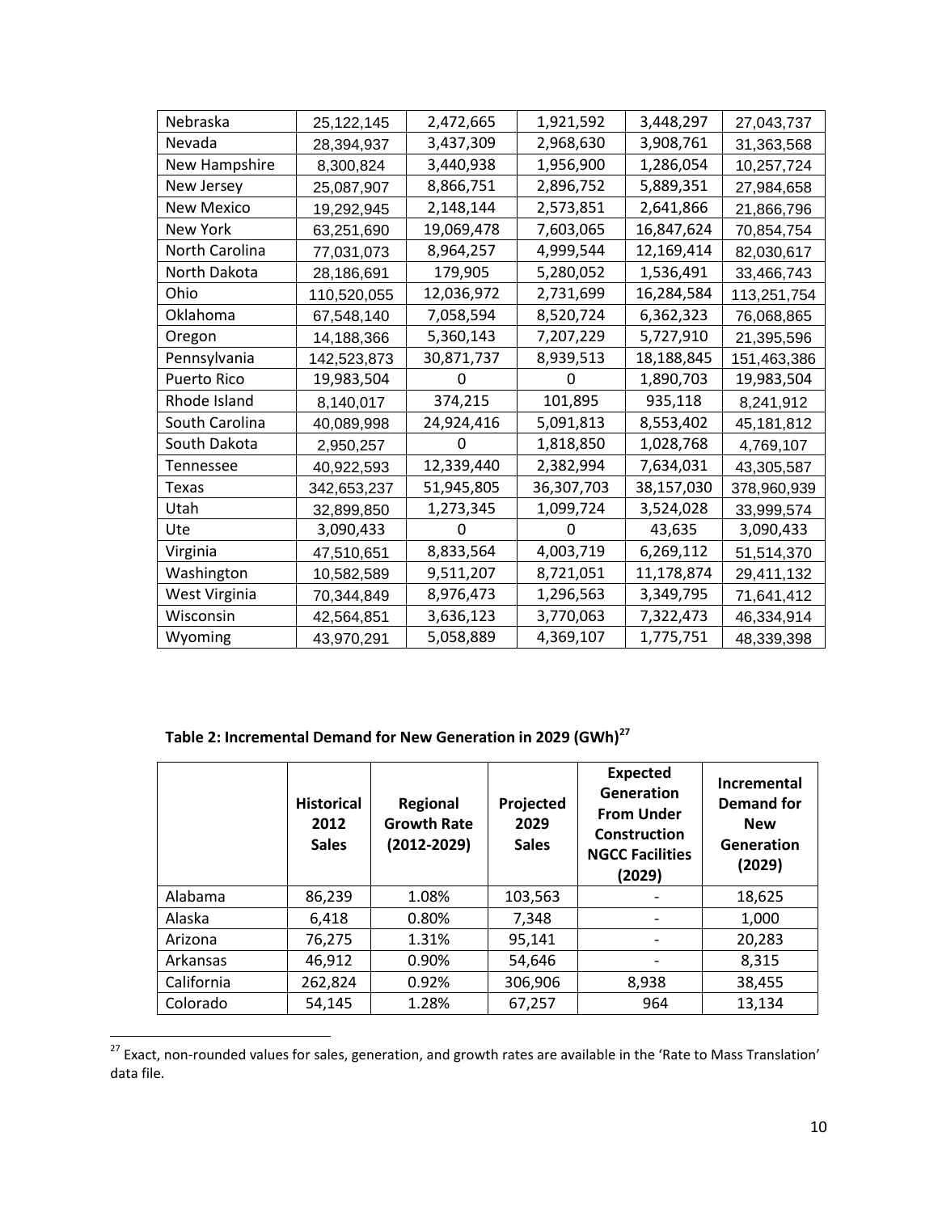| | | | | | |
|---|---|---|---|---|---|
| Nebraska | 25,122,145 | 2,472,665 | 1,921,592 | 3,448,297 | 27,043,737 |
| Nevada | 28,394,937 | 3,437,309 | 2,968,630 | 3,908,761 | 31,363,568 |
| New Hampshire | 8,300,824 | 3,440,938 | 1,956,900 | 1,286,054 | 10,257,724 |
| New Jersey | 25,087,907 | 8,866,751 | 2,896,752 | 5,889,351 | 27,984,658 |
| New Mexico | 19,292,945 | 2,148,144 | 2,573,851 | 2,641,866 | 21,866,796 |
| New York | 63,251,690 | 19,069,478 | 7,603,065 | 16,847,624 | 70,854,754 |
| North Carolina | 77,031,073 | 8,964,257 | 4,999,544 | 12,169,414 | 82,030,617 |
| North Dakota | 28,186,691 | 179,905 | 5,280,052 | 1,536,491 | 33,466,743 |
| Ohio | 110,520,055 | 12,036,972 | 2,731,699 | 16,284,584 | 113,251,754 |
| Oklahoma | 67,548,140 | 7,058,594 | 8,520,724 | 6,362,323 | 76,068,865 |
| Oregon | 14,188,366 | 5,360,143 | 7,207,229 | 5,727,910 | 21,395,596 |
| Pennsylvania | 142,523,873 | 30,871,737 | 8,939,513 | 18,188,845 | 151,463,386 |
| Puerto Rico | 19,983,504 | 0 | 0 | 1,890,703 | 19,983,504 |
| Rhode Island | 8,140,017 | 374,215 | 101,895 | 935,118 | 8,241,912 |
| South Carolina | 40,089,998 | 24,924,416 | 5,091,813 | 8,553,402 | 45,181,812 |
| South Dakota | 2,950,257 | 0 | 1,818,850 | 1,028,768 | 4,769,107 |
| Tennessee | 40,922,593 | 12,339,440 | 2,382,994 | 7,634,031 | 43,305,587 |
| Texas | 342,653,237 | 51,945,805 | 36,307,703 | 38,157,030 | 378,960,939 |
| Utah | 32,899,850 | 1,273,345 | 1,099,724 | 3,524,028 | 33,999,574 |
| Ute | 3,090,433 | 0 | 0 | 43,635 | 3,090,433 |
| Virginia | 47,510,651 | 8,833,564 | 4,003,719 | 6,269,112 | 51,514,370 |
| Washington | 10,582,589 | 9,511,207 | 8,721,051 | 11,178,874 | 29,411,132 |
| West Virginia | 70,344,849 | 8,976,473 | 1,296,563 | 3,349,795 | 71,641,412 |
| Wisconsin | 42,564,851 | 3,636,123 | 3,770,063 | 7,322,473 | 46,334,914 |
| Wyoming | 43,970,291 | 5,058,889 | 4,369,107 | 1,775,751 | 48,339,398 |

**Table 2: Incremental Demand for New Generation in 2029 (GWh)[27]**

| | Historical 2012 Sales | Regional Growth Rate (2012-2029) | Projected 2029 Sales | Expected Generation From Under Construction NGCC Facilities (2029) | Incremental Demand for New Generation (2029) |
|---|---|---|---|---|---|
| Alabama | 86,239 | 1.08% | 103,563 | - | 18,625 |
| Alaska | 6,418 | 0.80% | 7,348 | - | 1,000 |
| Arizona | 76,275 | 1.31% | 95,141 | - | 20,283 |
| Arkansas | 46,912 | 0.90% | 54,646 | - | 8,315 |
| California | 262,824 | 0.92% | 306,906 | 8,938 | 38,455 |
| Colorado | 54,145 | 1.28% | 67,257 | 964 | 13,134 |

[27] Exact, non-rounded values for sales, generation, and growth rates are available in the 'Rate to Mass Translation' data file.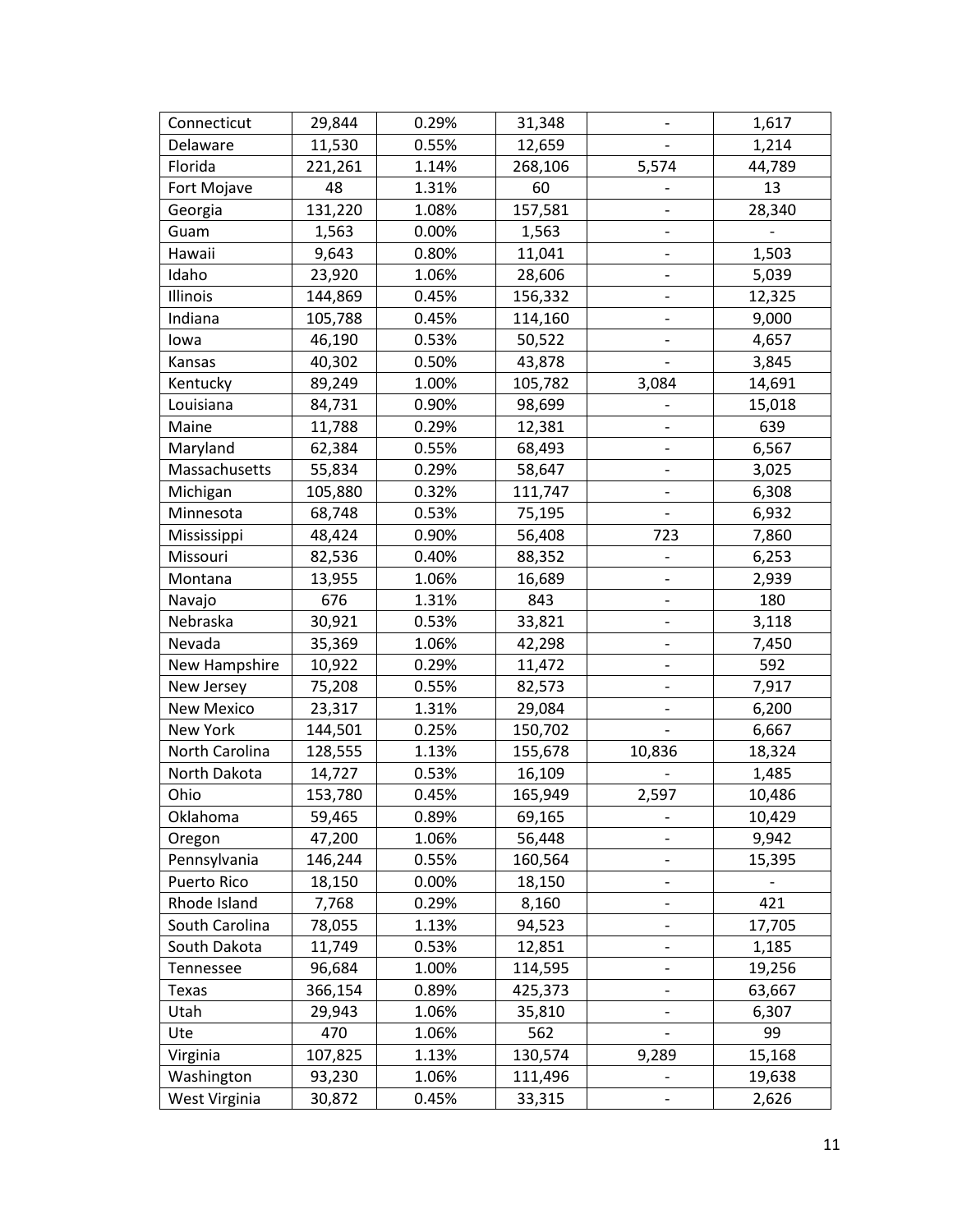| | | | | | |
|---|---|---|---|---|---|
| Connecticut | 29,844 | 0.29% | 31,348 | - | 1,617 |
| Delaware | 11,530 | 0.55% | 12,659 | - | 1,214 |
| Florida | 221,261 | 1.14% | 268,106 | 5,574 | 44,789 |
| Fort Mojave | 48 | 1.31% | 60 | - | 13 |
| Georgia | 131,220 | 1.08% | 157,581 | - | 28,340 |
| Guam | 1,563 | 0.00% | 1,563 | - | - |
| Hawaii | 9,643 | 0.80% | 11,041 | - | 1,503 |
| Idaho | 23,920 | 1.06% | 28,606 | - | 5,039 |
| Illinois | 144,869 | 0.45% | 156,332 | - | 12,325 |
| Indiana | 105,788 | 0.45% | 114,160 | - | 9,000 |
| Iowa | 46,190 | 0.53% | 50,522 | - | 4,657 |
| Kansas | 40,302 | 0.50% | 43,878 | - | 3,845 |
| Kentucky | 89,249 | 1.00% | 105,782 | 3,084 | 14,691 |
| Louisiana | 84,731 | 0.90% | 98,699 | - | 15,018 |
| Maine | 11,788 | 0.29% | 12,381 | - | 639 |
| Maryland | 62,384 | 0.55% | 68,493 | - | 6,567 |
| Massachusetts | 55,834 | 0.29% | 58,647 | - | 3,025 |
| Michigan | 105,880 | 0.32% | 111,747 | - | 6,308 |
| Minnesota | 68,748 | 0.53% | 75,195 | - | 6,932 |
| Mississippi | 48,424 | 0.90% | 56,408 | 723 | 7,860 |
| Missouri | 82,536 | 0.40% | 88,352 | - | 6,253 |
| Montana | 13,955 | 1.06% | 16,689 | - | 2,939 |
| Navajo | 676 | 1.31% | 843 | - | 180 |
| Nebraska | 30,921 | 0.53% | 33,821 | - | 3,118 |
| Nevada | 35,369 | 1.06% | 42,298 | - | 7,450 |
| New Hampshire | 10,922 | 0.29% | 11,472 | - | 592 |
| New Jersey | 75,208 | 0.55% | 82,573 | - | 7,917 |
| New Mexico | 23,317 | 1.31% | 29,084 | - | 6,200 |
| New York | 144,501 | 0.25% | 150,702 | - | 6,667 |
| North Carolina | 128,555 | 1.13% | 155,678 | 10,836 | 18,324 |
| North Dakota | 14,727 | 0.53% | 16,109 | - | 1,485 |
| Ohio | 153,780 | 0.45% | 165,949 | 2,597 | 10,486 |
| Oklahoma | 59,465 | 0.89% | 69,165 | - | 10,429 |
| Oregon | 47,200 | 1.06% | 56,448 | - | 9,942 |
| Pennsylvania | 146,244 | 0.55% | 160,564 | - | 15,395 |
| Puerto Rico | 18,150 | 0.00% | 18,150 | - | - |
| Rhode Island | 7,768 | 0.29% | 8,160 | - | 421 |
| South Carolina | 78,055 | 1.13% | 94,523 | - | 17,705 |
| South Dakota | 11,749 | 0.53% | 12,851 | - | 1,185 |
| Tennessee | 96,684 | 1.00% | 114,595 | - | 19,256 |
| Texas | 366,154 | 0.89% | 425,373 | - | 63,667 |
| Utah | 29,943 | 1.06% | 35,810 | - | 6,307 |
| Ute | 470 | 1.06% | 562 | - | 99 |
| Virginia | 107,825 | 1.13% | 130,574 | 9,289 | 15,168 |
| Washington | 93,230 | 1.06% | 111,496 | - | 19,638 |
| West Virginia | 30,872 | 0.45% | 33,315 | - | 2,626 |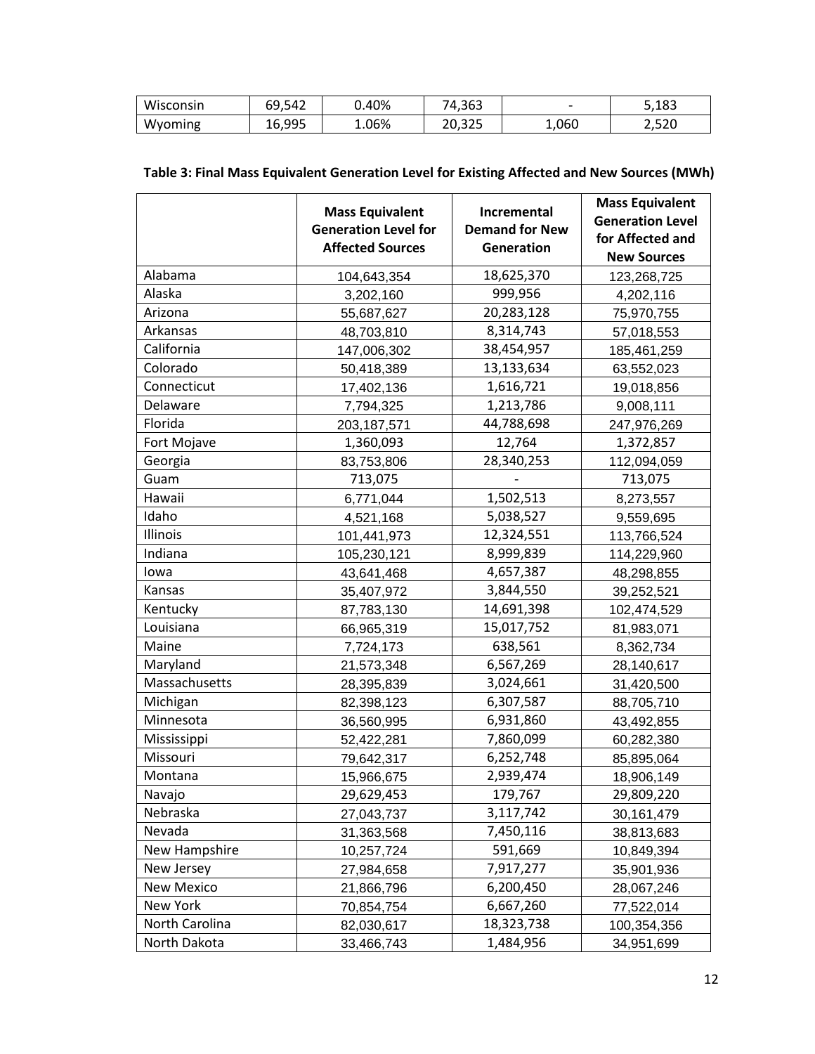| Wisconsin | 69,542 | 0.40% | 74,363 | - | 5,183 |
|---|---|---|---|---|---|
| Wyoming | 16,995 | 1.06% | 20,325 | 1,060 | 2,520 |

**Table 3: Final Mass Equivalent Generation Level for Existing Affected and New Sources (MWh)**

| | Mass Equivalent Generation Level for Affected Sources | Incremental Demand for New Generation | Mass Equivalent Generation Level for Affected and New Sources |
|---|---|---|---|
| Alabama | 104,643,354 | 18,625,370 | 123,268,725 |
| Alaska | 3,202,160 | 999,956 | 4,202,116 |
| Arizona | 55,687,627 | 20,283,128 | 75,970,755 |
| Arkansas | 48,703,810 | 8,314,743 | 57,018,553 |
| California | 147,006,302 | 38,454,957 | 185,461,259 |
| Colorado | 50,418,389 | 13,133,634 | 63,552,023 |
| Connecticut | 17,402,136 | 1,616,721 | 19,018,856 |
| Delaware | 7,794,325 | 1,213,786 | 9,008,111 |
| Florida | 203,187,571 | 44,788,698 | 247,976,269 |
| Fort Mojave | 1,360,093 | 12,764 | 1,372,857 |
| Georgia | 83,753,806 | 28,340,253 | 112,094,059 |
| Guam | 713,075 | - | 713,075 |
| Hawaii | 6,771,044 | 1,502,513 | 8,273,557 |
| Idaho | 4,521,168 | 5,038,527 | 9,559,695 |
| Illinois | 101,441,973 | 12,324,551 | 113,766,524 |
| Indiana | 105,230,121 | 8,999,839 | 114,229,960 |
| Iowa | 43,641,468 | 4,657,387 | 48,298,855 |
| Kansas | 35,407,972 | 3,844,550 | 39,252,521 |
| Kentucky | 87,783,130 | 14,691,398 | 102,474,529 |
| Louisiana | 66,965,319 | 15,017,752 | 81,983,071 |
| Maine | 7,724,173 | 638,561 | 8,362,734 |
| Maryland | 21,573,348 | 6,567,269 | 28,140,617 |
| Massachusetts | 28,395,839 | 3,024,661 | 31,420,500 |
| Michigan | 82,398,123 | 6,307,587 | 88,705,710 |
| Minnesota | 36,560,995 | 6,931,860 | 43,492,855 |
| Mississippi | 52,422,281 | 7,860,099 | 60,282,380 |
| Missouri | 79,642,317 | 6,252,748 | 85,895,064 |
| Montana | 15,966,675 | 2,939,474 | 18,906,149 |
| Navajo | 29,629,453 | 179,767 | 29,809,220 |
| Nebraska | 27,043,737 | 3,117,742 | 30,161,479 |
| Nevada | 31,363,568 | 7,450,116 | 38,813,683 |
| New Hampshire | 10,257,724 | 591,669 | 10,849,394 |
| New Jersey | 27,984,658 | 7,917,277 | 35,901,936 |
| New Mexico | 21,866,796 | 6,200,450 | 28,067,246 |
| New York | 70,854,754 | 6,667,260 | 77,522,014 |
| North Carolina | 82,030,617 | 18,323,738 | 100,354,356 |
| North Dakota | 33,466,743 | 1,484,956 | 34,951,699 |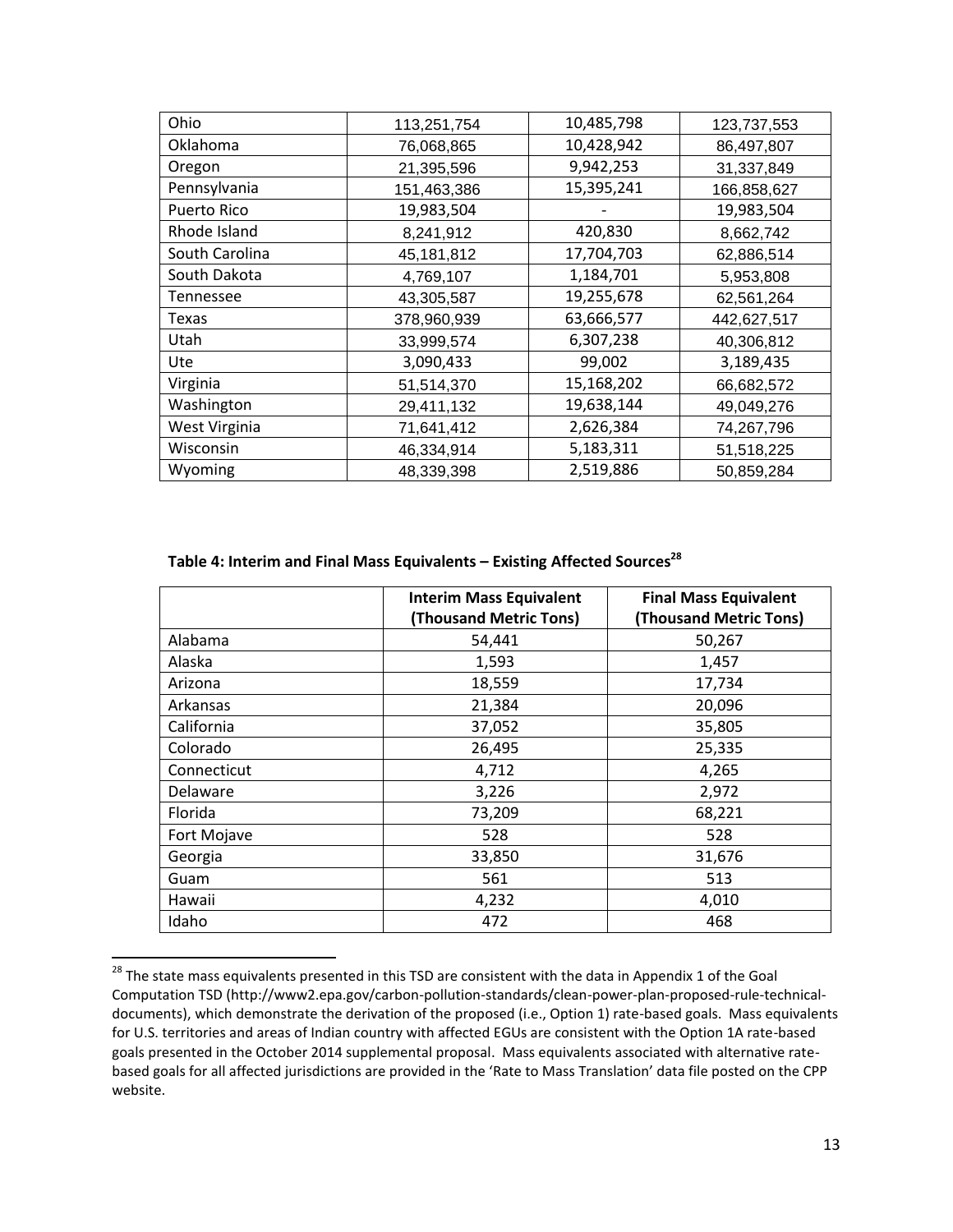| Ohio | 113,251,754 | 10,485,798 | 123,737,553 |
|---|---|---|---|
| Oklahoma | 76,068,865 | 10,428,942 | 86,497,807 |
| Oregon | 21,395,596 | 9,942,253 | 31,337,849 |
| Pennsylvania | 151,463,386 | 15,395,241 | 166,858,627 |
| Puerto Rico | 19,983,504 | - | 19,983,504 |
| Rhode Island | 8,241,912 | 420,830 | 8,662,742 |
| South Carolina | 45,181,812 | 17,704,703 | 62,886,514 |
| South Dakota | 4,769,107 | 1,184,701 | 5,953,808 |
| Tennessee | 43,305,587 | 19,255,678 | 62,561,264 |
| Texas | 378,960,939 | 63,666,577 | 442,627,517 |
| Utah | 33,999,574 | 6,307,238 | 40,306,812 |
| Ute | 3,090,433 | 99,002 | 3,189,435 |
| Virginia | 51,514,370 | 15,168,202 | 66,682,572 |
| Washington | 29,411,132 | 19,638,144 | 49,049,276 |
| West Virginia | 71,641,412 | 2,626,384 | 74,267,796 |
| Wisconsin | 46,334,914 | 5,183,311 | 51,518,225 |
| Wyoming | 48,339,398 | 2,519,886 | 50,859,284 |

**Table 4: Interim and Final Mass Equivalents – Existing Affected Sources[28]**

| | Interim Mass Equivalent (Thousand Metric Tons) | Final Mass Equivalent (Thousand Metric Tons) |
|---|---|---|
| Alabama | 54,441 | 50,267 |
| Alaska | 1,593 | 1,457 |
| Arizona | 18,559 | 17,734 |
| Arkansas | 21,384 | 20,096 |
| California | 37,052 | 35,805 |
| Colorado | 26,495 | 25,335 |
| Connecticut | 4,712 | 4,265 |
| Delaware | 3,226 | 2,972 |
| Florida | 73,209 | 68,221 |
| Fort Mojave | 528 | 528 |
| Georgia | 33,850 | 31,676 |
| Guam | 561 | 513 |
| Hawaii | 4,232 | 4,010 |
| Idaho | 472 | 468 |

[28] The state mass equivalents presented in this TSD are consistent with the data in Appendix 1 of the Goal Computation TSD (http://www2.epa.gov/carbon-pollution-standards/clean-power-plan-proposed-rule-technical-documents), which demonstrate the derivation of the proposed (i.e., Option 1) rate-based goals. Mass equivalents for U.S. territories and areas of Indian country with affected EGUs are consistent with the Option 1A rate-based goals presented in the October 2014 supplemental proposal. Mass equivalents associated with alternative rate-based goals for all affected jurisdictions are provided in the 'Rate to Mass Translation' data file posted on the CPP website.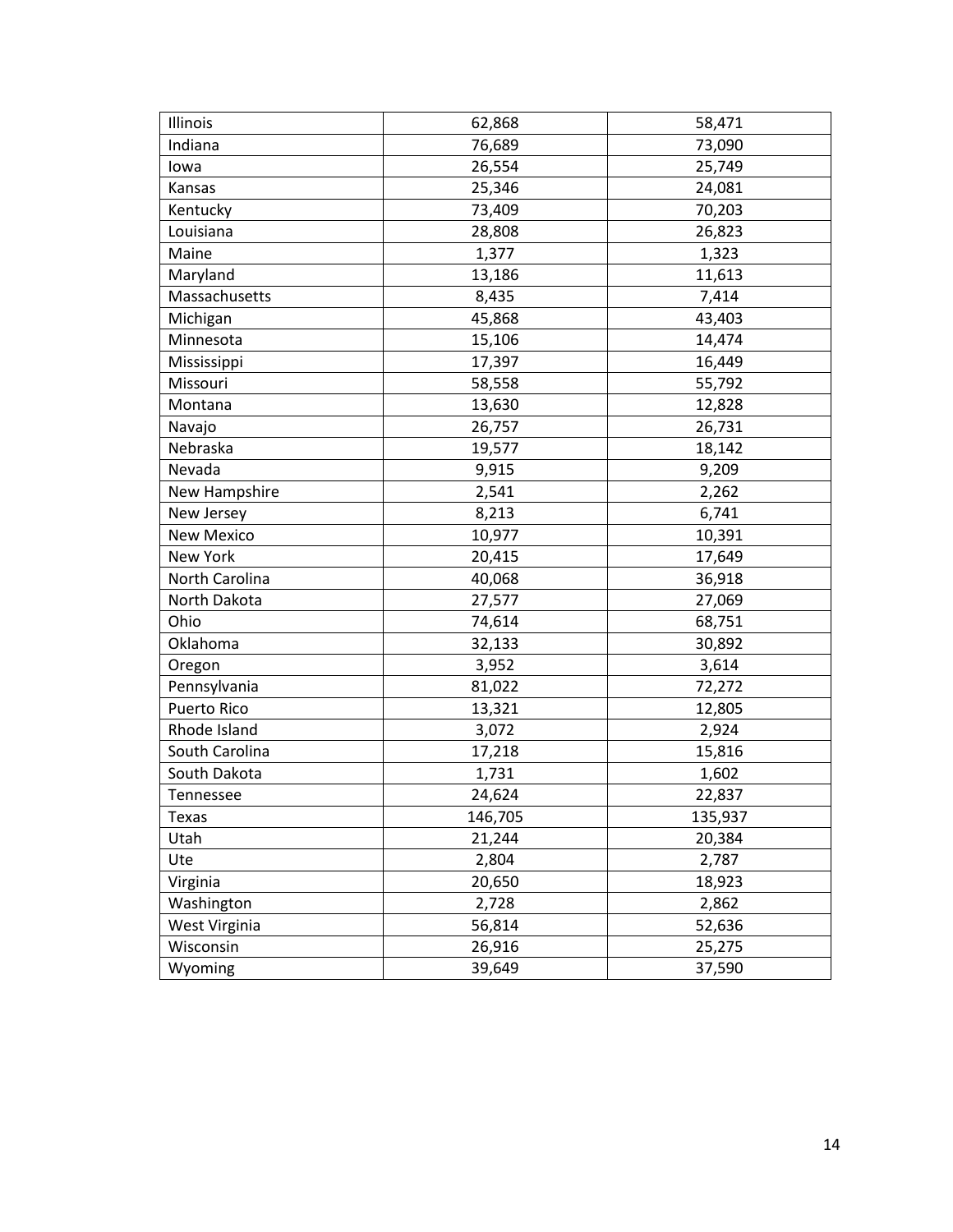| | | |
|---|---|---|
| Illinois | 62,868 | 58,471 |
| Indiana | 76,689 | 73,090 |
| Iowa | 26,554 | 25,749 |
| Kansas | 25,346 | 24,081 |
| Kentucky | 73,409 | 70,203 |
| Louisiana | 28,808 | 26,823 |
| Maine | 1,377 | 1,323 |
| Maryland | 13,186 | 11,613 |
| Massachusetts | 8,435 | 7,414 |
| Michigan | 45,868 | 43,403 |
| Minnesota | 15,106 | 14,474 |
| Mississippi | 17,397 | 16,449 |
| Missouri | 58,558 | 55,792 |
| Montana | 13,630 | 12,828 |
| Navajo | 26,757 | 26,731 |
| Nebraska | 19,577 | 18,142 |
| Nevada | 9,915 | 9,209 |
| New Hampshire | 2,541 | 2,262 |
| New Jersey | 8,213 | 6,741 |
| New Mexico | 10,977 | 10,391 |
| New York | 20,415 | 17,649 |
| North Carolina | 40,068 | 36,918 |
| North Dakota | 27,577 | 27,069 |
| Ohio | 74,614 | 68,751 |
| Oklahoma | 32,133 | 30,892 |
| Oregon | 3,952 | 3,614 |
| Pennsylvania | 81,022 | 72,272 |
| Puerto Rico | 13,321 | 12,805 |
| Rhode Island | 3,072 | 2,924 |
| South Carolina | 17,218 | 15,816 |
| South Dakota | 1,731 | 1,602 |
| Tennessee | 24,624 | 22,837 |
| Texas | 146,705 | 135,937 |
| Utah | 21,244 | 20,384 |
| Ute | 2,804 | 2,787 |
| Virginia | 20,650 | 18,923 |
| Washington | 2,728 | 2,862 |
| West Virginia | 56,814 | 52,636 |
| Wisconsin | 26,916 | 25,275 |
| Wyoming | 39,649 | 37,590 |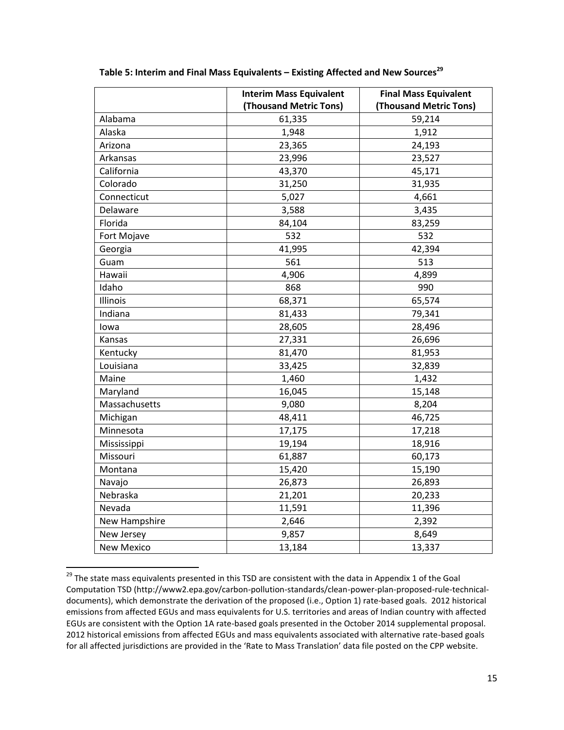**Table 5: Interim and Final Mass Equivalents – Existing Affected and New Sources[29]**

| | Interim Mass Equivalent (Thousand Metric Tons) | Final Mass Equivalent (Thousand Metric Tons) |
|---|---|---|
| Alabama | 61,335 | 59,214 |
| Alaska | 1,948 | 1,912 |
| Arizona | 23,365 | 24,193 |
| Arkansas | 23,996 | 23,527 |
| California | 43,370 | 45,171 |
| Colorado | 31,250 | 31,935 |
| Connecticut | 5,027 | 4,661 |
| Delaware | 3,588 | 3,435 |
| Florida | 84,104 | 83,259 |
| Fort Mojave | 532 | 532 |
| Georgia | 41,995 | 42,394 |
| Guam | 561 | 513 |
| Hawaii | 4,906 | 4,899 |
| Idaho | 868 | 990 |
| Illinois | 68,371 | 65,574 |
| Indiana | 81,433 | 79,341 |
| Iowa | 28,605 | 28,496 |
| Kansas | 27,331 | 26,696 |
| Kentucky | 81,470 | 81,953 |
| Louisiana | 33,425 | 32,839 |
| Maine | 1,460 | 1,432 |
| Maryland | 16,045 | 15,148 |
| Massachusetts | 9,080 | 8,204 |
| Michigan | 48,411 | 46,725 |
| Minnesota | 17,175 | 17,218 |
| Mississippi | 19,194 | 18,916 |
| Missouri | 61,887 | 60,173 |
| Montana | 15,420 | 15,190 |
| Navajo | 26,873 | 26,893 |
| Nebraska | 21,201 | 20,233 |
| Nevada | 11,591 | 11,396 |
| New Hampshire | 2,646 | 2,392 |
| New Jersey | 9,857 | 8,649 |
| New Mexico | 13,184 | 13,337 |

[29] The state mass equivalents presented in this TSD are consistent with the data in Appendix 1 of the Goal Computation TSD (http://www2.epa.gov/carbon-pollution-standards/clean-power-plan-proposed-rule-technical-documents), which demonstrate the derivation of the proposed (i.e., Option 1) rate-based goals. 2012 historical emissions from affected EGUs and mass equivalents for U.S. territories and areas of Indian country with affected EGUs are consistent with the Option 1A rate-based goals presented in the October 2014 supplemental proposal. 2012 historical emissions from affected EGUs and mass equivalents associated with alternative rate-based goals for all affected jurisdictions are provided in the 'Rate to Mass Translation' data file posted on the CPP website.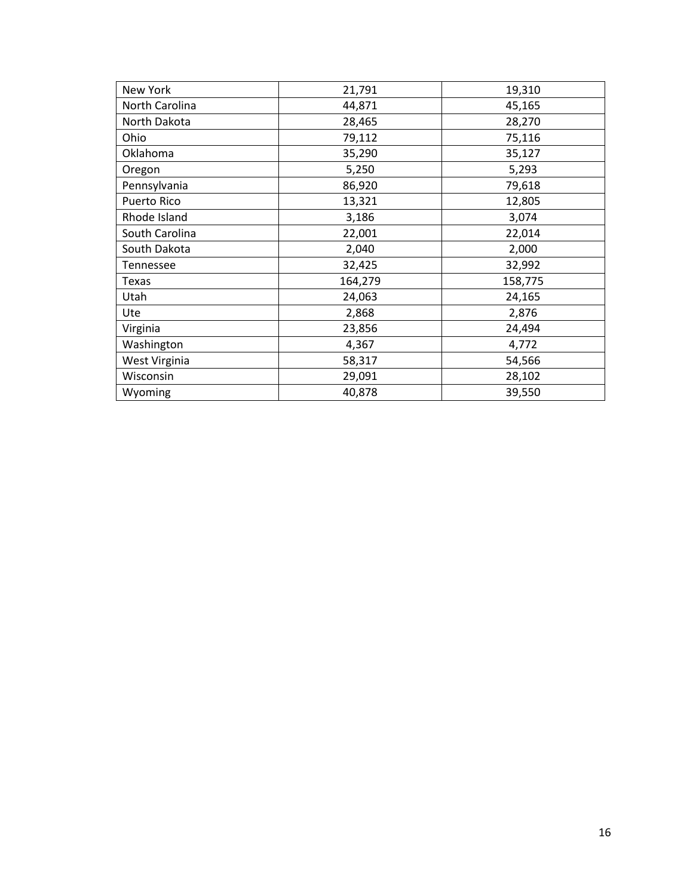| | | |
|---|---|---|
| New York | 21,791 | 19,310 |
| North Carolina | 44,871 | 45,165 |
| North Dakota | 28,465 | 28,270 |
| Ohio | 79,112 | 75,116 |
| Oklahoma | 35,290 | 35,127 |
| Oregon | 5,250 | 5,293 |
| Pennsylvania | 86,920 | 79,618 |
| Puerto Rico | 13,321 | 12,805 |
| Rhode Island | 3,186 | 3,074 |
| South Carolina | 22,001 | 22,014 |
| South Dakota | 2,040 | 2,000 |
| Tennessee | 32,425 | 32,992 |
| Texas | 164,279 | 158,775 |
| Utah | 24,063 | 24,165 |
| Ute | 2,868 | 2,876 |
| Virginia | 23,856 | 24,494 |
| Washington | 4,367 | 4,772 |
| West Virginia | 58,317 | 54,566 |
| Wisconsin | 29,091 | 28,102 |
| Wyoming | 40,878 | 39,550 |